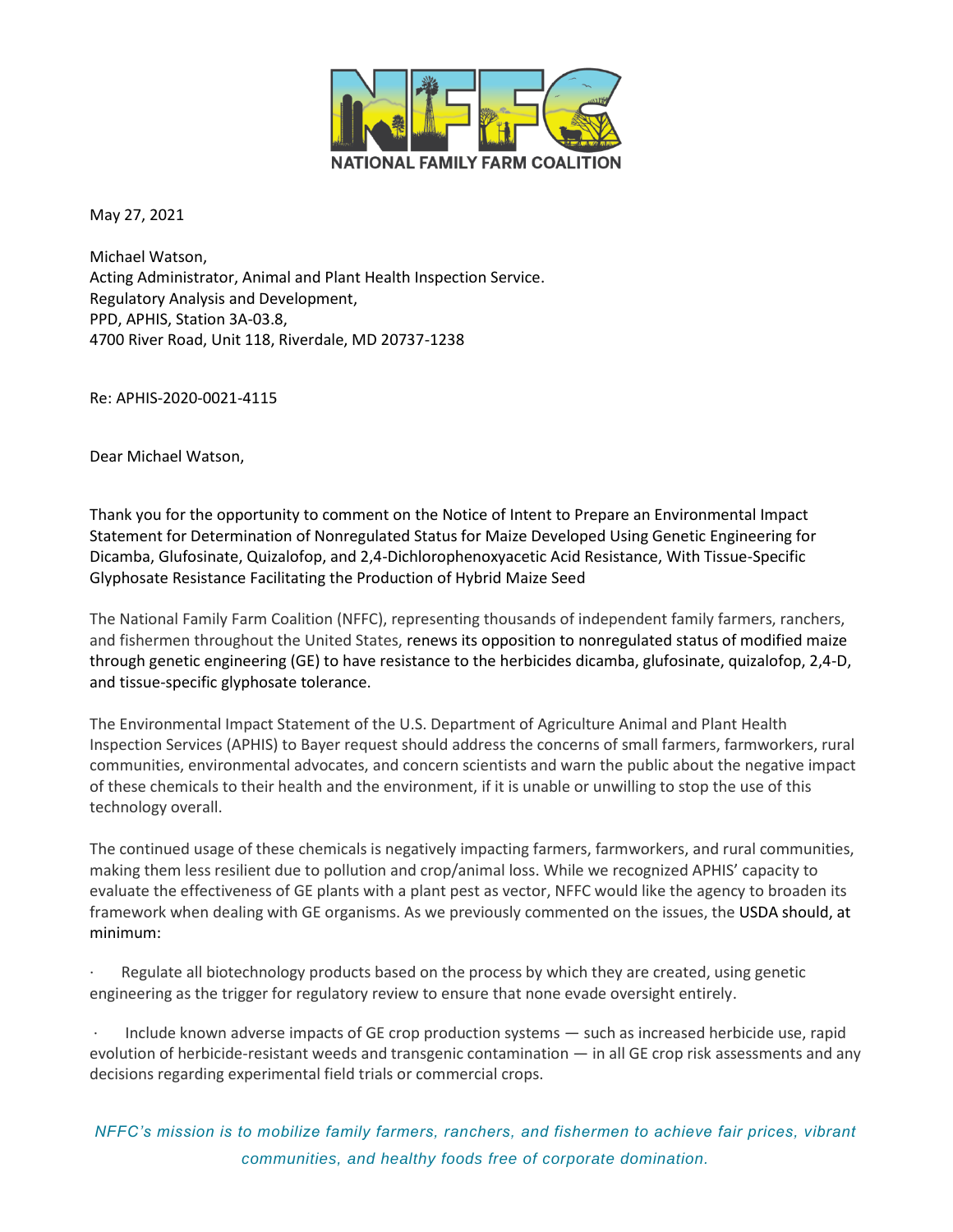NATIONAL FAMILY FARM COALITION

May 27, 2021

Michael Watson,
Acting Administrator, Animal and Plant Health Inspection Service.
Regulatory Analysis and Development,
PPD, APHIS, Station 3A-03.8,
4700 River Road, Unit 118, Riverdale, MD 20737-1238

Re: APHIS-2020-0021-4115

Dear Michael Watson,

Thank you for the opportunity to comment on the Notice of Intent to Prepare an Environmental Impact Statement for Determination of Nonregulated Status for Maize Developed Using Genetic Engineering for Dicamba, Glufosinate, Quizalofop, and 2,4-Dichlorophenoxyacetic Acid Resistance, With Tissue-Specific Glyphosate Resistance Facilitating the Production of Hybrid Maize Seed

The National Family Farm Coalition (NFFC), representing thousands of independent family farmers, ranchers, and fishermen throughout the United States, renews its opposition to nonregulated status of modified maize through genetic engineering (GE) to have resistance to the herbicides dicamba, glufosinate, quizalofop, 2,4-D, and tissue-specific glyphosate tolerance.

The Environmental Impact Statement of the U.S. Department of Agriculture Animal and Plant Health Inspection Services (APHIS) to Bayer request should address the concerns of small farmers, farmworkers, rural communities, environmental advocates, and concern scientists and warn the public about the negative impact of these chemicals to their health and the environment, if it is unable or unwilling to stop the use of this technology overall.

The continued usage of these chemicals is negatively impacting farmers, farmworkers, and rural communities, making them less resilient due to pollution and crop/animal loss. While we recognized APHIS' capacity to evaluate the effectiveness of GE plants with a plant pest as vector, NFFC would like the agency to broaden its framework when dealing with GE organisms. As we previously commented on the issues, the USDA should, at minimum:

- Regulate all biotechnology products based on the process by which they are created, using genetic engineering as the trigger for regulatory review to ensure that none evade oversight entirely.
- Include known adverse impacts of GE crop production systems — such as increased herbicide use, rapid evolution of herbicide-resistant weeds and transgenic contamination — in all GE crop risk assessments and any decisions regarding experimental field trials or commercial crops.

*NFFC's mission is to mobilize family farmers, ranchers, and fishermen to achieve fair prices, vibrant communities, and healthy foods free of corporate domination.*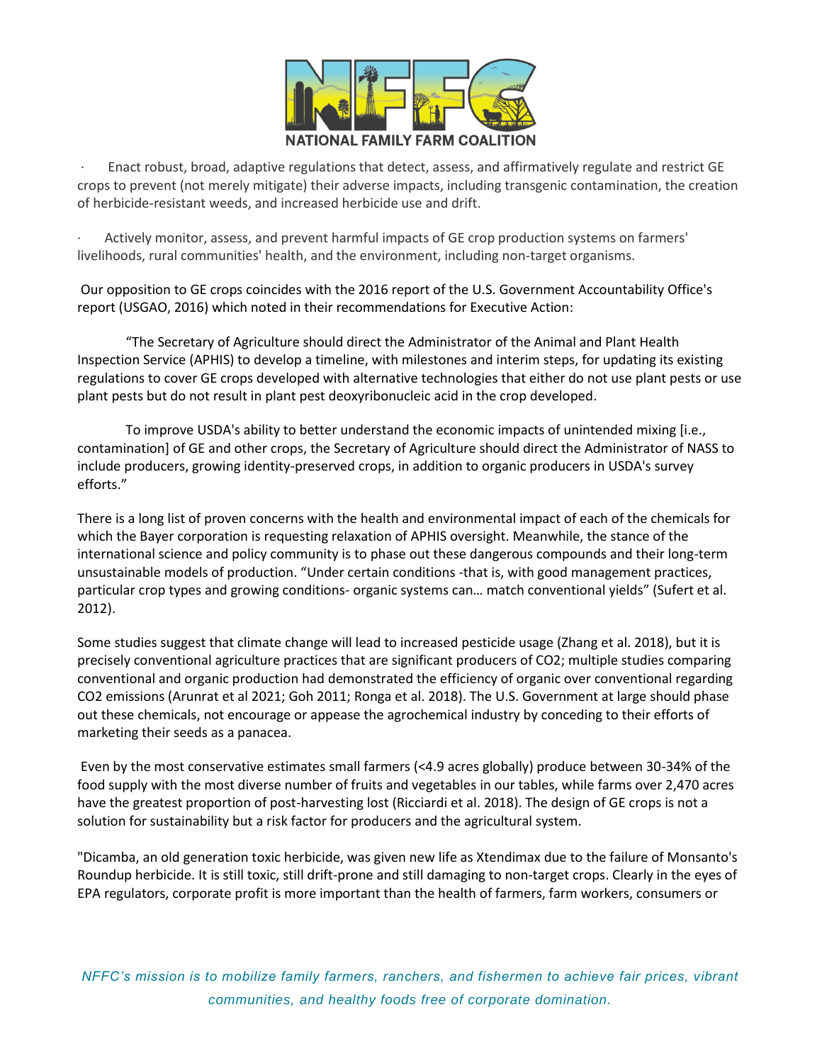- Enact robust, broad, adaptive regulations that detect, assess, and affirmatively regulate and restrict GE crops to prevent (not merely mitigate) their adverse impacts, including transgenic contamination, the creation of herbicide-resistant weeds, and increased herbicide use and drift.

- Actively monitor, assess, and prevent harmful impacts of GE crop production systems on farmers' livelihoods, rural communities' health, and the environment, including non-target organisms.

Our opposition to GE crops coincides with the 2016 report of the U.S. Government Accountability Office's report (USGAO, 2016) which noted in their recommendations for Executive Action:

"The Secretary of Agriculture should direct the Administrator of the Animal and Plant Health Inspection Service (APHIS) to develop a timeline, with milestones and interim steps, for updating its existing regulations to cover GE crops developed with alternative technologies that either do not use plant pests or use plant pests but do not result in plant pest deoxyribonucleic acid in the crop developed.

To improve USDA's ability to better understand the economic impacts of unintended mixing [i.e., contamination] of GE and other crops, the Secretary of Agriculture should direct the Administrator of NASS to include producers, growing identity-preserved crops, in addition to organic producers in USDA's survey efforts."

There is a long list of proven concerns with the health and environmental impact of each of the chemicals for which the Bayer corporation is requesting relaxation of APHIS oversight. Meanwhile, the stance of the international science and policy community is to phase out these dangerous compounds and their long-term unsustainable models of production. "Under certain conditions -that is, with good management practices, particular crop types and growing conditions- organic systems can… match conventional yields" (Sufert et al. 2012).

Some studies suggest that climate change will lead to increased pesticide usage (Zhang et al. 2018), but it is precisely conventional agriculture practices that are significant producers of $CO_2$; multiple studies comparing conventional and organic production had demonstrated the efficiency of organic over conventional regarding $CO_2$ emissions (Arunrat et al 2021; Goh 2011; Ronga et al. 2018). The U.S. Government at large should phase out these chemicals, not encourage or appease the agrochemical industry by conceding to their efforts of marketing their seeds as a panacea.

Even by the most conservative estimates small farmers (<4.9 acres globally) produce between 30-34% of the food supply with the most diverse number of fruits and vegetables in our tables, while farms over 2,470 acres have the greatest proportion of post-harvesting lost (Ricciardi et al. 2018). The design of GE crops is not a solution for sustainability but a risk factor for producers and the agricultural system.

"Dicamba, an old generation toxic herbicide, was given new life as Xtendimax due to the failure of Monsanto's Roundup herbicide. It is still toxic, still drift-prone and still damaging to non-target crops. Clearly in the eyes of EPA regulators, corporate profit is more important than the health of farmers, farm workers, consumers or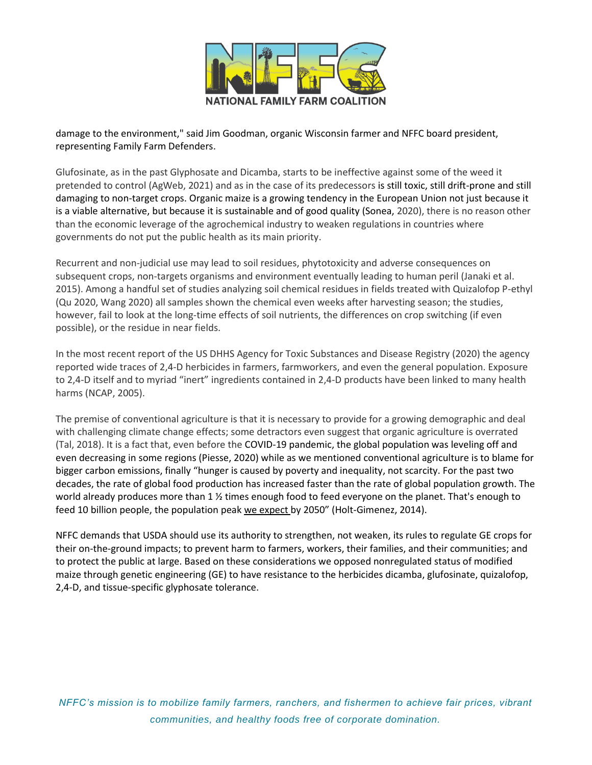damage to the environment," said Jim Goodman, organic Wisconsin farmer and NFFC board president, representing Family Farm Defenders.

Glufosinate, as in the past Glyphosate and Dicamba, starts to be ineffective against some of the weed it pretended to control (AgWeb, 2021) and as in the case of its predecessors is still toxic, still drift-prone and still damaging to non-target crops. Organic maize is a growing tendency in the European Union not just because it is a viable alternative, but because it is sustainable and of good quality (Sonea, 2020), there is no reason other than the economic leverage of the agrochemical industry to weaken regulations in countries where governments do not put the public health as its main priority.

Recurrent and non-judicial use may lead to soil residues, phytotoxicity and adverse consequences on subsequent crops, non-targets organisms and environment eventually leading to human peril (Janaki et al. 2015). Among a handful set of studies analyzing soil chemical residues in fields treated with Quizalofop P-ethyl (Qu 2020, Wang 2020) all samples shown the chemical even weeks after harvesting season; the studies, however, fail to look at the long-time effects of soil nutrients, the differences on crop switching (if even possible), or the residue in near fields.

In the most recent report of the US DHHS Agency for Toxic Substances and Disease Registry (2020) the agency reported wide traces of 2,4-D herbicides in farmers, farmworkers, and even the general population. Exposure to 2,4-D itself and to myriad "inert" ingredients contained in 2,4-D products have been linked to many health harms (NCAP, 2005).

The premise of conventional agriculture is that it is necessary to provide for a growing demographic and deal with challenging climate change effects; some detractors even suggest that organic agriculture is overrated (Tal, 2018). It is a fact that, even before the COVID-19 pandemic, the global population was leveling off and even decreasing in some regions (Piesse, 2020) while as we mentioned conventional agriculture is to blame for bigger carbon emissions, finally "hunger is caused by poverty and inequality, not scarcity. For the past two decades, the rate of global food production has increased faster than the rate of global population growth. The world already produces more than 1 ½ times enough food to feed everyone on the planet. That's enough to feed 10 billion people, the population peak we expect by 2050" (Holt-Gimenez, 2014).

NFFC demands that USDA should use its authority to strengthen, not weaken, its rules to regulate GE crops for their on-the-ground impacts; to prevent harm to farmers, workers, their families, and their communities; and to protect the public at large. Based on these considerations we opposed nonregulated status of modified maize through genetic engineering (GE) to have resistance to the herbicides dicamba, glufosinate, quizalofop, 2,4-D, and tissue-specific glyphosate tolerance.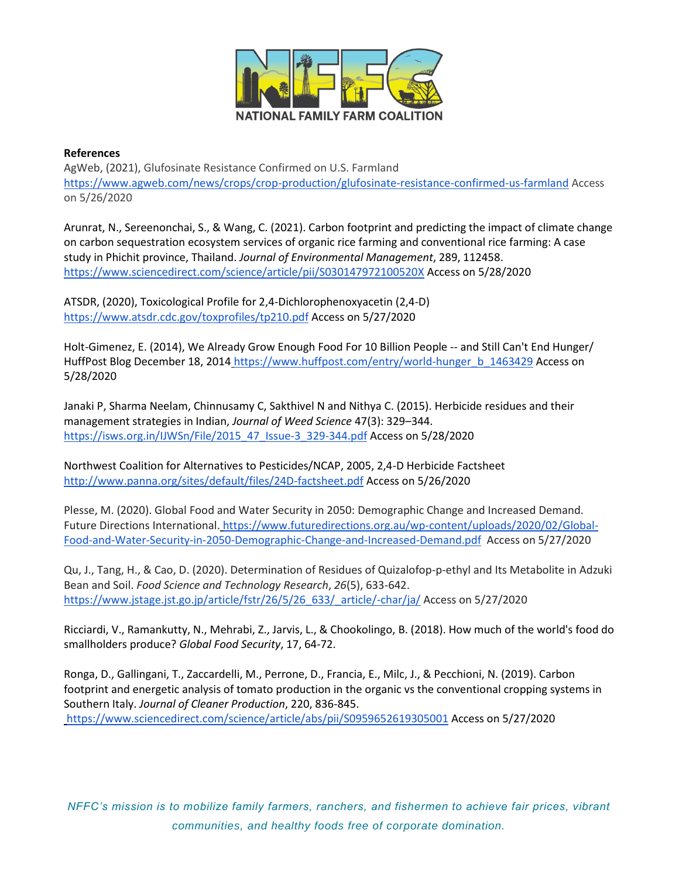**References**

AgWeb, (2021), Glufosinate Resistance Confirmed on U.S. Farmland https://www.agweb.com/news/crops/crop-production/glufosinate-resistance-confirmed-us-farmland Access on 5/26/2020

Arunrat, N., Sereenonchai, S., & Wang, C. (2021). Carbon footprint and predicting the impact of climate change on carbon sequestration ecosystem services of organic rice farming and conventional rice farming: A case study in Phichit province, Thailand. *Journal of Environmental Management*, 289, 112458. https://www.sciencedirect.com/science/article/pii/S030147972100520X Access on 5/28/2020

ATSDR, (2020), Toxicological Profile for 2,4-Dichlorophenoxyacetin (2,4-D) https://www.atsdr.cdc.gov/toxprofiles/tp210.pdf Access on 5/27/2020

Holt-Gimenez, E. (2014), We Already Grow Enough Food For 10 Billion People -- and Still Can't End Hunger/ HuffPost Blog December 18, 2014 https://www.huffpost.com/entry/world-hunger_b_1463429 Access on 5/28/2020

Janaki P, Sharma Neelam, Chinnusamy C, Sakthivel N and Nithya C. (2015). Herbicide residues and their management strategies in Indian, *Journal of Weed Science* 47(3): 329–344. https://isws.org.in/IJWSn/File/2015_47_Issue-3_329-344.pdf Access on 5/28/2020

Northwest Coalition for Alternatives to Pesticides/NCAP, 2005, 2,4-D Herbicide Factsheet http://www.panna.org/sites/default/files/24D-factsheet.pdf Access on 5/26/2020

Plesse, M. (2020). Global Food and Water Security in 2050: Demographic Change and Increased Demand. Future Directions International. https://www.futuredirections.org.au/wp-content/uploads/2020/02/Global-Food-and-Water-Security-in-2050-Demographic-Change-and-Increased-Demand.pdf Access on 5/27/2020

Qu, J., Tang, H., & Cao, D. (2020). Determination of Residues of Quizalofop-p-ethyl and Its Metabolite in Adzuki Bean and Soil. *Food Science and Technology Research*, *26*(5), 633-642. https://www.jstage.jst.go.jp/article/fstr/26/5/26_633/_article/-char/ja/ Access on 5/27/2020

Ricciardi, V., Ramankutty, N., Mehrabi, Z., Jarvis, L., & Chookolingo, B. (2018). How much of the world's food do smallholders produce? *Global Food Security*, 17, 64-72.

Ronga, D., Gallingani, T., Zaccardelli, M., Perrone, D., Francia, E., Milc, J., & Pecchioni, N. (2019). Carbon footprint and energetic analysis of tomato production in the organic vs the conventional cropping systems in Southern Italy. *Journal of Cleaner Production*, 220, 836-845. https://www.sciencedirect.com/science/article/abs/pii/S0959652619305001 Access on 5/27/2020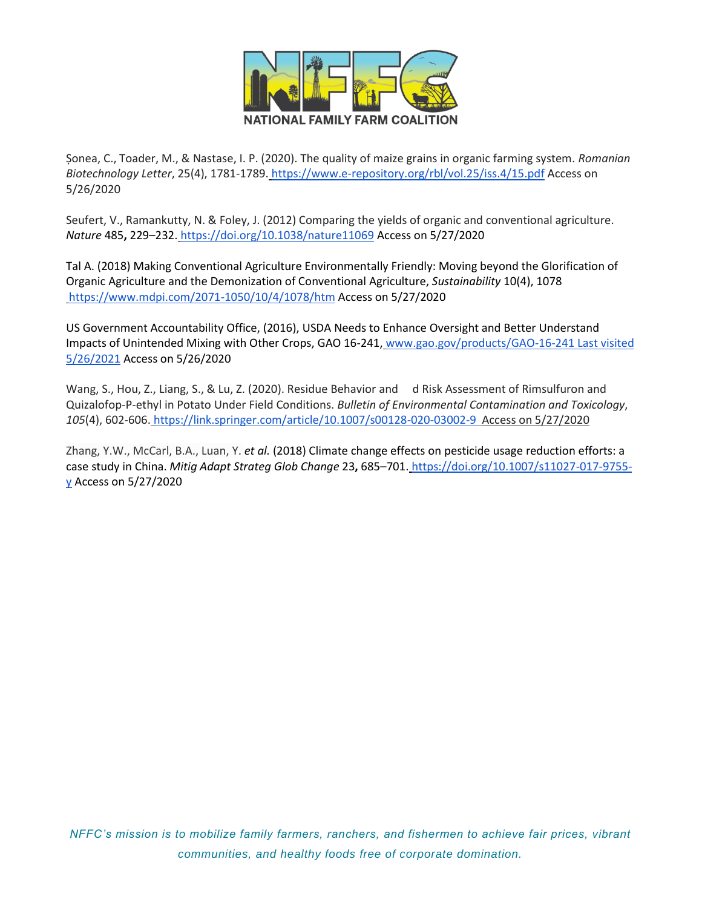Șonea, C., Toader, M., & Nastase, I. P. (2020). The quality of maize grains in organic farming system. *Romanian Biotechnology Letter*, 25(4), 1781-1789. https://www.e-repository.org/rbl/vol.25/iss.4/15.pdf Access on 5/26/2020

Seufert, V., Ramankutty, N. & Foley, J. (2012) Comparing the yields of organic and conventional agriculture. *Nature* 485**,** 229–232. https://doi.org/10.1038/nature11069 Access on 5/27/2020

Tal A. (2018) Making Conventional Agriculture Environmentally Friendly: Moving beyond the Glorification of Organic Agriculture and the Demonization of Conventional Agriculture, *Sustainability* 10(4), 1078 https://www.mdpi.com/2071-1050/10/4/1078/htm Access on 5/27/2020

US Government Accountability Office, (2016), USDA Needs to Enhance Oversight and Better Understand Impacts of Unintended Mixing with Other Crops, GAO 16-241, www.gao.gov/products/GAO-16-241 Last visited 5/26/2021 Access on 5/26/2020

Wang, S., Hou, Z., Liang, S., & Lu, Z. (2020). Residue Behavior and d Risk Assessment of Rimsulfuron and Quizalofop-P-ethyl in Potato Under Field Conditions. *Bulletin of Environmental Contamination and Toxicology*, *105*(4), 602-606. https://link.springer.com/article/10.1007/s00128-020-03002-9 Access on 5/27/2020

Zhang, Y.W., McCarl, B.A., Luan, Y. *et al.* (2018) Climate change effects on pesticide usage reduction efforts: a case study in China. *Mitig Adapt Strateg Glob Change* 23**,** 685–701. https://doi.org/10.1007/s11027-017-9755-y Access on 5/27/2020

*NFFC's mission is to mobilize family farmers, ranchers, and fishermen to achieve fair prices, vibrant communities, and healthy foods free of corporate domination.*